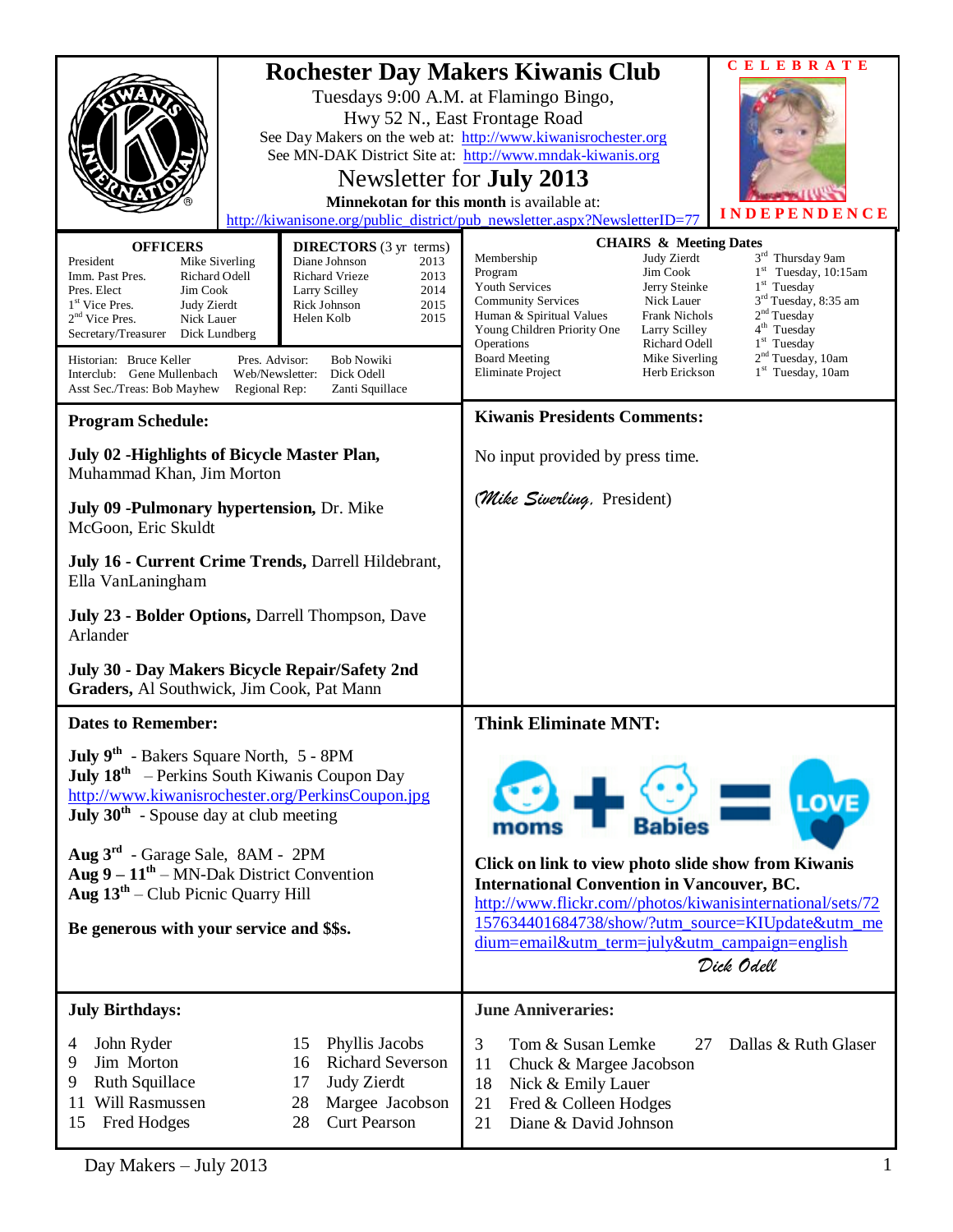# Rochester Day Makers Kiwanis Club

Tuesdays 9:00 A.M. at Flamingo Bingo,
Hwy 52 N., East Frontage Road

See Day Makers on the web at: http://www.kiwanisrochester.org
See MN-DAK District Site at: http://www.mndak-kiwanis.org

## Newsletter for **July 2013**

**Minnekotan for this month** is available at:
http://kiwanisone.org/public_district/pub_newsletter.aspx?NewsletterID=77

CELEBRATE INDEPENDENCE

**OFFICERS**

| | |
|---|---|
| President | Mike Siverling |
| Imm. Past Pres. | Richard Odell |
| Pres. Elect | Jim Cook |
| 1st Vice Pres. | Judy Zierdt |
| 2nd Vice Pres. | Nick Lauer |
| Secretary/Treasurer | Dick Lundberg |

**DIRECTORS** (3 yr terms)

| | |
|---|---|
| Diane Johnson | 2013 |
| Richard Vrieze | 2013 |
| Larry Scilley | 2014 |
| Rick Johnson | 2015 |
| Helen Kolb | 2015 |

Historian: Bruce Keller — Pres. Advisor: Bob Nowiki
Interclub: Gene Mullenbach — Web/Newsletter: Dick Odell
Asst Sec./Treas: Bob Mayhew — Regional Rep: Zanti Squillace

**CHAIRS & Meeting Dates**

| | | |
|---|---|---|
| Membership | Judy Zierdt | 3rd Thursday 9am |
| Program | Jim Cook | 1st Tuesday, 10:15am |
| Youth Services | Jerry Steinke | 1st Tuesday |
| Community Services | Nick Lauer | 3rd Tuesday, 8:35 am |
| Human & Spiritual Values | Frank Nichols | 2nd Tuesday |
| Young Children Priority One | Larry Scilley | 4th Tuesday |
| Operations | Richard Odell | 1st Tuesday |
| Board Meeting | Mike Siverling | 2nd Tuesday, 10am |
| Eliminate Project | Herb Erickson | 1st Tuesday, 10am |

### Program Schedule:

**July 02 -Highlights of Bicycle Master Plan,** Muhammad Khan, Jim Morton

**July 09 -Pulmonary hypertension,** Dr. Mike McGoon, Eric Skuldt

**July 16 - Current Crime Trends,** Darrell Hildebrant, Ella VanLaningham

**July 23 - Bolder Options,** Darrell Thompson, Dave Arlander

**July 30 - Day Makers Bicycle Repair/Safety 2nd Graders,** Al Southwick, Jim Cook, Pat Mann

### Kiwanis Presidents Comments:

No input provided by press time.

(*Mike Siverling*, President)

### Dates to Remember:

**July 9th** - Bakers Square North, 5 - 8PM
**July 18th** – Perkins South Kiwanis Coupon Day
http://www.kiwanisrochester.org/PerkinsCoupon.jpg
**July 30th** - Spouse day at club meeting

**Aug 3rd** - Garage Sale, 8AM - 2PM
**Aug 9 – 11th** – MN-Dak District Convention
**Aug 13th** – Club Picnic Quarry Hill

**Be generous with your service and $$s.**

### Think Eliminate MNT:

moms + Babies = LOVE

**Click on link to view photo slide show from Kiwanis International Convention in Vancouver, BC.**
http://www.flickr.com//photos/kiwanisinternational/sets/72157634401684738/show/?utm_source=KIUpdate&utm_medium=email&utm_term=july&utm_campaign=english

*Dick Odell*

### July Birthdays:

| | | | |
|---|---|---|---|
| 4 | John Ryder | 15 | Phyllis Jacobs |
| 9 | Jim Morton | 16 | Richard Severson |
| 9 | Ruth Squillace | 17 | Judy Zierdt |
| 11 | Will Rasmussen | 28 | Margee Jacobson |
| 15 | Fred Hodges | 28 | Curt Pearson |

### June Anniveraries:

| | |
|---|---|
| 3 | Tom & Susan Lemke |
| 11 | Chuck & Margee Jacobson |
| 18 | Nick & Emily Lauer |
| 21 | Fred & Colleen Hodges |
| 21 | Diane & David Johnson |
| 27 | Dallas & Ruth Glaser |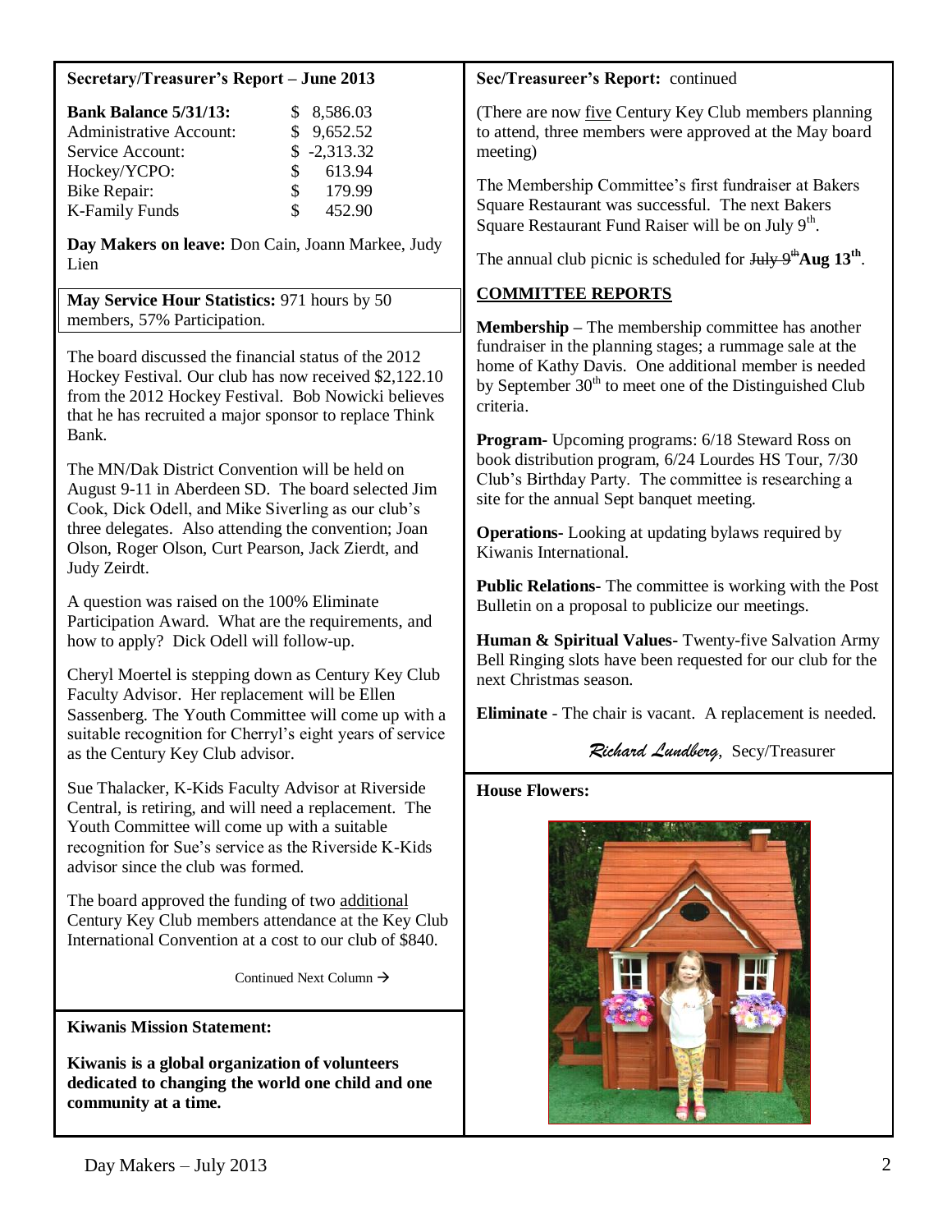**Secretary/Treasurer's Report – June 2013**

| | |
|---|---|
| **Bank Balance 5/31/13:** | $ 8,586.03 |
| Administrative Account: | $ 9,652.52 |
| Service Account: | $ -2,313.32 |
| Hockey/YCPO: | $ 613.94 |
| Bike Repair: | $ 179.99 |
| K-Family Funds | $ 452.90 |

**Day Makers on leave:** Don Cain, Joann Markee, Judy Lien

**May Service Hour Statistics:** 971 hours by 50 members, 57% Participation.

The board discussed the financial status of the 2012 Hockey Festival. Our club has now received $2,122.10 from the 2012 Hockey Festival. Bob Nowicki believes that he has recruited a major sponsor to replace Think Bank.

The MN/Dak District Convention will be held on August 9-11 in Aberdeen SD. The board selected Jim Cook, Dick Odell, and Mike Siverling as our club's three delegates. Also attending the convention; Joan Olson, Roger Olson, Curt Pearson, Jack Zierdt, and Judy Zeirdt.

A question was raised on the 100% Eliminate Participation Award. What are the requirements, and how to apply? Dick Odell will follow-up.

Cheryl Moertel is stepping down as Century Key Club Faculty Advisor. Her replacement will be Ellen Sassenberg. The Youth Committee will come up with a suitable recognition for Cherryl's eight years of service as the Century Key Club advisor.

Sue Thalacker, K-Kids Faculty Advisor at Riverside Central, is retiring, and will need a replacement. The Youth Committee will come up with a suitable recognition for Sue's service as the Riverside K-Kids advisor since the club was formed.

The board approved the funding of two additional Century Key Club members attendance at the Key Club International Convention at a cost to our club of $840.

Continued Next Column →

**Kiwanis Mission Statement:**

**Kiwanis is a global organization of volunteers dedicated to changing the world one child and one community at a time.**

**Sec/Treasureer's Report:** continued

(There are now five Century Key Club members planning to attend, three members were approved at the May board meeting)

The Membership Committee's first fundraiser at Bakers Square Restaurant was successful. The next Bakers Square Restaurant Fund Raiser will be on July 9th.

The annual club picnic is scheduled for ~~July 9th~~ **Aug 13th**.

## COMMITTEE REPORTS

**Membership –** The membership committee has another fundraiser in the planning stages; a rummage sale at the home of Kathy Davis. One additional member is needed by September 30th to meet one of the Distinguished Club criteria.

**Program-** Upcoming programs: 6/18 Steward Ross on book distribution program, 6/24 Lourdes HS Tour, 7/30 Club's Birthday Party. The committee is researching a site for the annual Sept banquet meeting.

**Operations-** Looking at updating bylaws required by Kiwanis International.

**Public Relations-** The committee is working with the Post Bulletin on a proposal to publicize our meetings.

**Human & Spiritual Values-** Twenty-five Salvation Army Bell Ringing slots have been requested for our club for the next Christmas season.

**Eliminate** - The chair is vacant. A replacement is needed.

*Richard Lundberg*, Secy/Treasurer

**House Flowers:**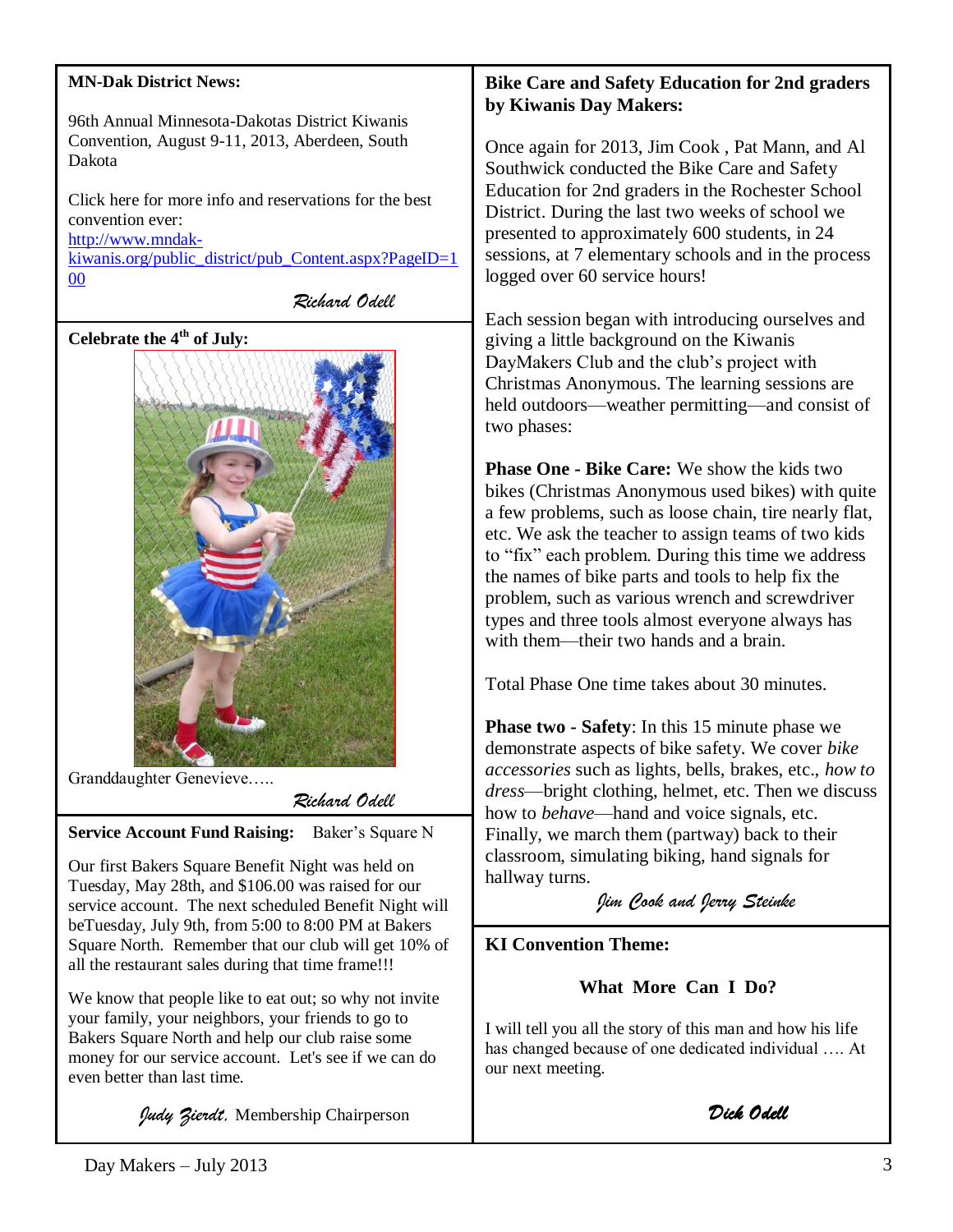**MN-Dak District News:**

96th Annual Minnesota-Dakotas District Kiwanis Convention, August 9-11, 2013, Aberdeen, South Dakota

Click here for more info and reservations for the best convention ever:
[http://www.mndak-kiwanis.org/public_district/pub_Content.aspx?PageID=100](http://www.mndak-kiwanis.org/public_district/pub_Content.aspx?PageID=100)

*Richard Odell*

**Celebrate the 4th of July:**

Granddaughter Genevieve…..

*Richard Odell*

**Service Account Fund Raising:** Baker's Square N

Our first Bakers Square Benefit Night was held on Tuesday, May 28th, and $106.00 was raised for our service account. The next scheduled Benefit Night will beTuesday, July 9th, from 5:00 to 8:00 PM at Bakers Square North. Remember that our club will get 10% of all the restaurant sales during that time frame!!!

We know that people like to eat out; so why not invite your family, your neighbors, your friends to go to Bakers Square North and help our club raise some money for our service account. Let's see if we can do even better than last time.

*Judy Zierdt*, Membership Chairperson

**Bike Care and Safety Education for 2nd graders by Kiwanis Day Makers:**

Once again for 2013, Jim Cook , Pat Mann, and Al Southwick conducted the Bike Care and Safety Education for 2nd graders in the Rochester School District. During the last two weeks of school we presented to approximately 600 students, in 24 sessions, at 7 elementary schools and in the process logged over 60 service hours!

Each session began with introducing ourselves and giving a little background on the Kiwanis DayMakers Club and the club's project with Christmas Anonymous. The learning sessions are held outdoors—weather permitting—and consist of two phases:

**Phase One - Bike Care:** We show the kids two bikes (Christmas Anonymous used bikes) with quite a few problems, such as loose chain, tire nearly flat, etc. We ask the teacher to assign teams of two kids to "fix" each problem. During this time we address the names of bike parts and tools to help fix the problem, such as various wrench and screwdriver types and three tools almost everyone always has with them—their two hands and a brain.

Total Phase One time takes about 30 minutes.

**Phase two - Safety**: In this 15 minute phase we demonstrate aspects of bike safety. We cover *bike accessories* such as lights, bells, brakes, etc., *how to dress*—bright clothing, helmet, etc. Then we discuss how to *behave*—hand and voice signals, etc. Finally, we march them (partway) back to their classroom, simulating biking, hand signals for hallway turns.

*Jim Cook and Jerry Steinke*

**KI Convention Theme:**

**What More Can I Do?**

I will tell you all the story of this man and how his life has changed because of one dedicated individual …. At our next meeting.

*Dick Odell*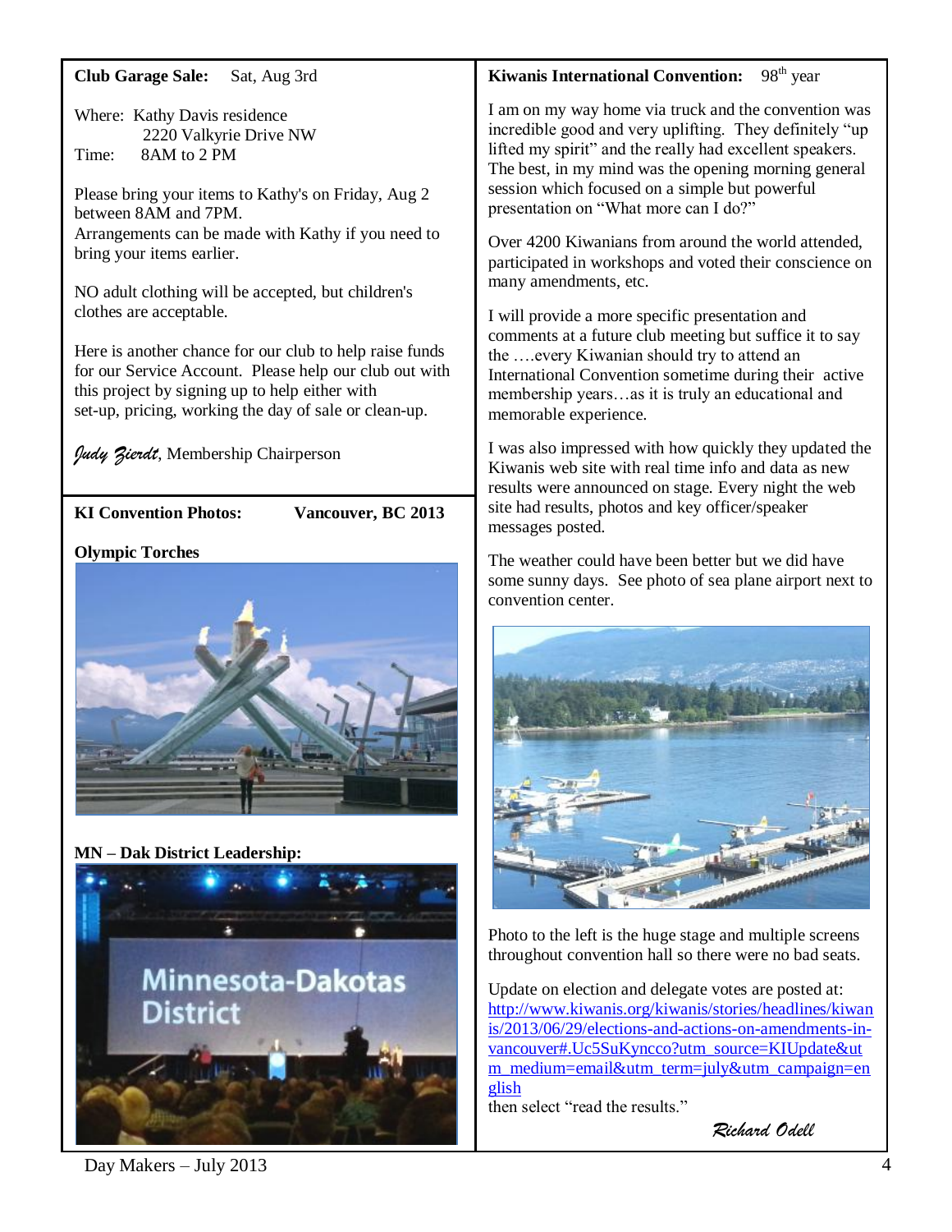**Club Garage Sale:** Sat, Aug 3rd

Where: Kathy Davis residence
2220 Valkyrie Drive NW
Time: 8AM to 2 PM

Please bring your items to Kathy's on Friday, Aug 2 between 8AM and 7PM.
Arrangements can be made with Kathy if you need to bring your items earlier.

NO adult clothing will be accepted, but children's clothes are acceptable.

Here is another chance for our club to help raise funds for our Service Account. Please help our club out with this project by signing up to help either with set-up, pricing, working the day of sale or clean-up.

*Judy Zierdt*, Membership Chairperson

**KI Convention Photos:** **Vancouver, BC 2013**

**Olympic Torches**

**MN – Dak District Leadership:**

**Kiwanis International Convention:** 98th year

I am on my way home via truck and the convention was incredible good and very uplifting. They definitely "up lifted my spirit" and the really had excellent speakers. The best, in my mind was the opening morning general session which focused on a simple but powerful presentation on "What more can I do?"

Over 4200 Kiwanians from around the world attended, participated in workshops and voted their conscience on many amendments, etc.

I will provide a more specific presentation and comments at a future club meeting but suffice it to say the ….every Kiwanian should try to attend an International Convention sometime during their active membership years…as it is truly an educational and memorable experience.

I was also impressed with how quickly they updated the Kiwanis web site with real time info and data as new results were announced on stage. Every night the web site had results, photos and key officer/speaker messages posted.

The weather could have been better but we did have some sunny days. See photo of sea plane airport next to convention center.

Photo to the left is the huge stage and multiple screens throughout convention hall so there were no bad seats.

Update on election and delegate votes are posted at:
http://www.kiwanis.org/kiwanis/stories/headlines/kiwanis/2013/06/29/elections-and-actions-on-amendments-in-vancouver#.Uc5SuKyncco?utm_source=KIUpdate&utm_medium=email&utm_term=july&utm_campaign=english
then select "read the results."

*Richard Odell*